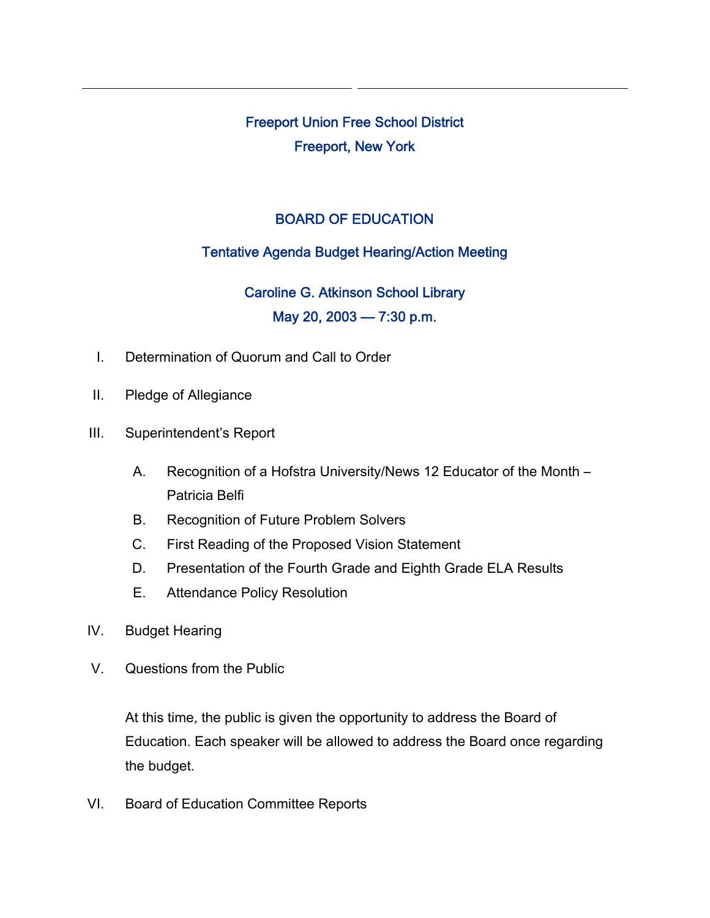# Freeport Union Free School District

## Freeport, New York

## BOARD OF EDUCATION

### Tentative Agenda Budget Hearing/Action Meeting

### Caroline G. Atkinson School Library
### May 20, 2003 — 7:30 p.m.

I. Determination of Quorum and Call to Order

II. Pledge of Allegiance

III. Superintendent's Report

   A. Recognition of a Hofstra University/News 12 Educator of the Month – Patricia Belfi

   B. Recognition of Future Problem Solvers

   C. First Reading of the Proposed Vision Statement

   D. Presentation of the Fourth Grade and Eighth Grade ELA Results

   E. Attendance Policy Resolution

IV. Budget Hearing

V. Questions from the Public

   At this time, the public is given the opportunity to address the Board of Education. Each speaker will be allowed to address the Board once regarding the budget.

VI. Board of Education Committee Reports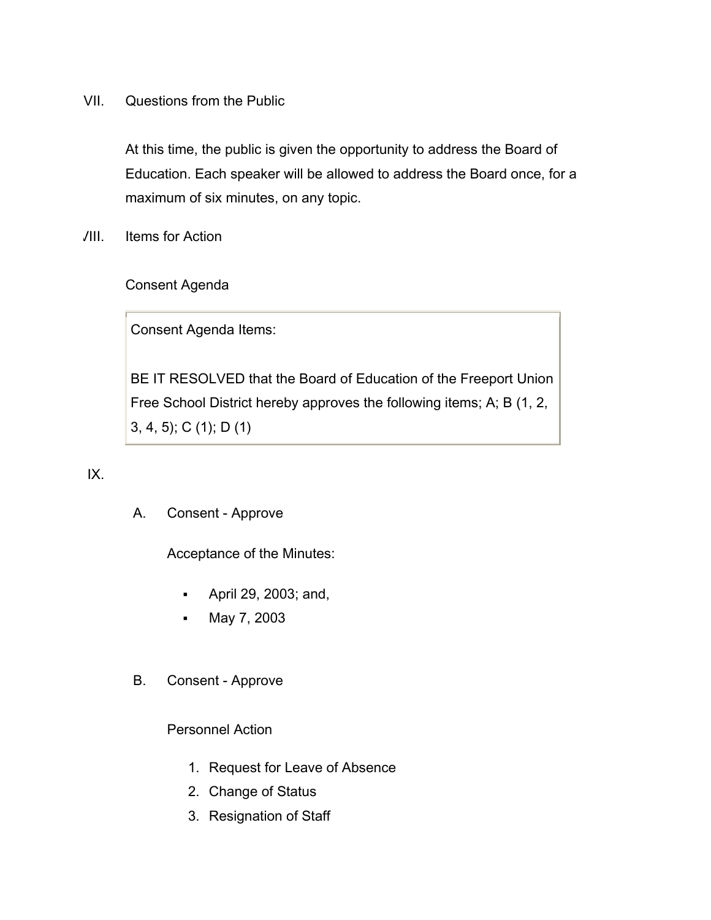VII. Questions from the Public

At this time, the public is given the opportunity to address the Board of Education. Each speaker will be allowed to address the Board once, for a maximum of six minutes, on any topic.

VIII. Items for Action

Consent Agenda

| Consent Agenda Items: |
| --- |
| BE IT RESOLVED that the Board of Education of the Freeport Union Free School District hereby approves the following items; A; B (1, 2, 3, 4, 5); C (1); D (1) |

IX.

A. Consent - Approve

Acceptance of the Minutes:

- April 29, 2003; and,
- May 7, 2003

B. Consent - Approve

Personnel Action

1. Request for Leave of Absence
2. Change of Status
3. Resignation of Staff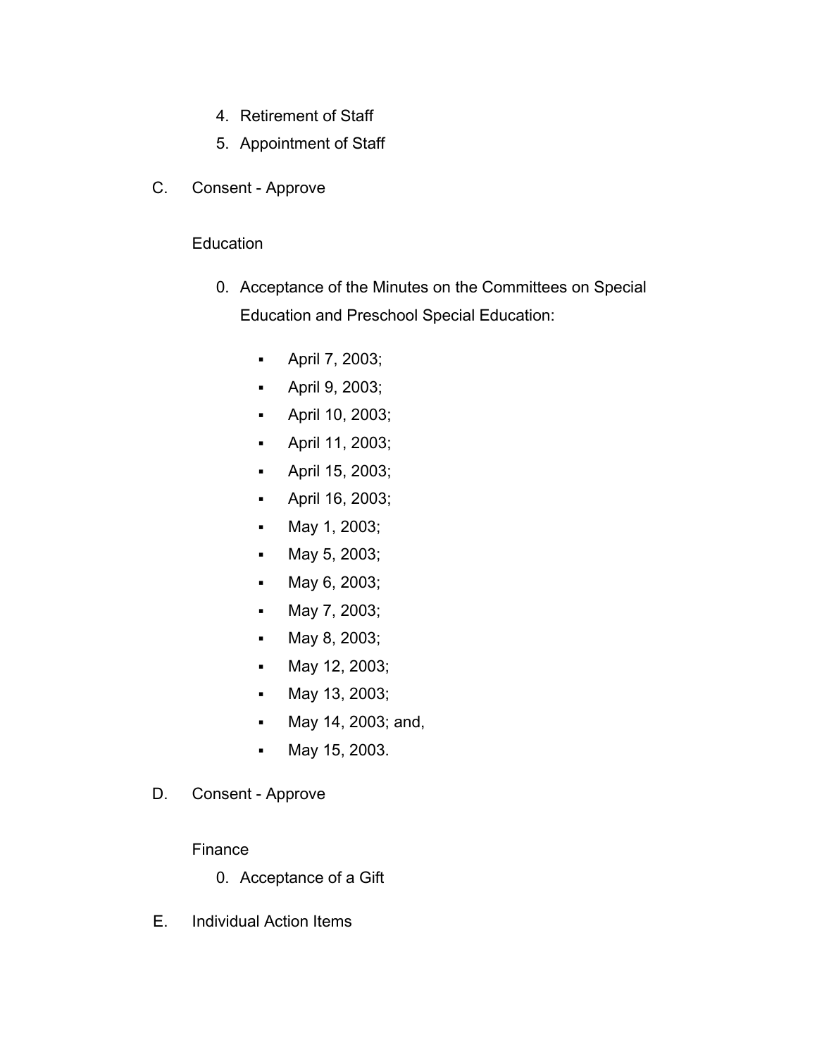4. Retirement of Staff
5. Appointment of Staff

C. Consent - Approve

Education

0. Acceptance of the Minutes on the Committees on Special Education and Preschool Special Education:

    - April 7, 2003;
    - April 9, 2003;
    - April 10, 2003;
    - April 11, 2003;
    - April 15, 2003;
    - April 16, 2003;
    - May 1, 2003;
    - May 5, 2003;
    - May 6, 2003;
    - May 7, 2003;
    - May 8, 2003;
    - May 12, 2003;
    - May 13, 2003;
    - May 14, 2003; and,
    - May 15, 2003.

D. Consent - Approve

Finance

0. Acceptance of a Gift

E. Individual Action Items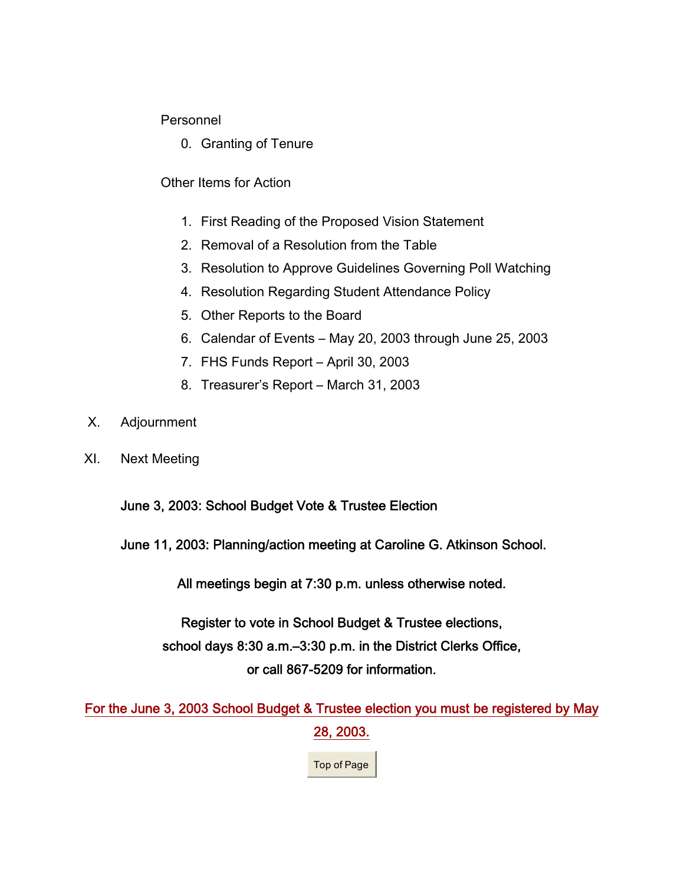Personnel

0. Granting of Tenure

Other Items for Action

1. First Reading of the Proposed Vision Statement
2. Removal of a Resolution from the Table
3. Resolution to Approve Guidelines Governing Poll Watching
4. Resolution Regarding Student Attendance Policy
5. Other Reports to the Board
6. Calendar of Events – May 20, 2003 through June 25, 2003
7. FHS Funds Report – April 30, 2003
8. Treasurer's Report – March 31, 2003

X. Adjournment

XI. Next Meeting

**June 3, 2003: School Budget Vote & Trustee Election**

**June 11, 2003: Planning/action meeting at Caroline G. Atkinson School.**

**All meetings begin at 7:30 p.m. unless otherwise noted.**

**Register to vote in School Budget & Trustee elections,
school days 8:30 a.m.–3:30 p.m. in the District Clerks Office,
or call 867-5209 for information.**

**For the June 3, 2003 School Budget & Trustee election you must be registered by May 28, 2003.**

Top of Page